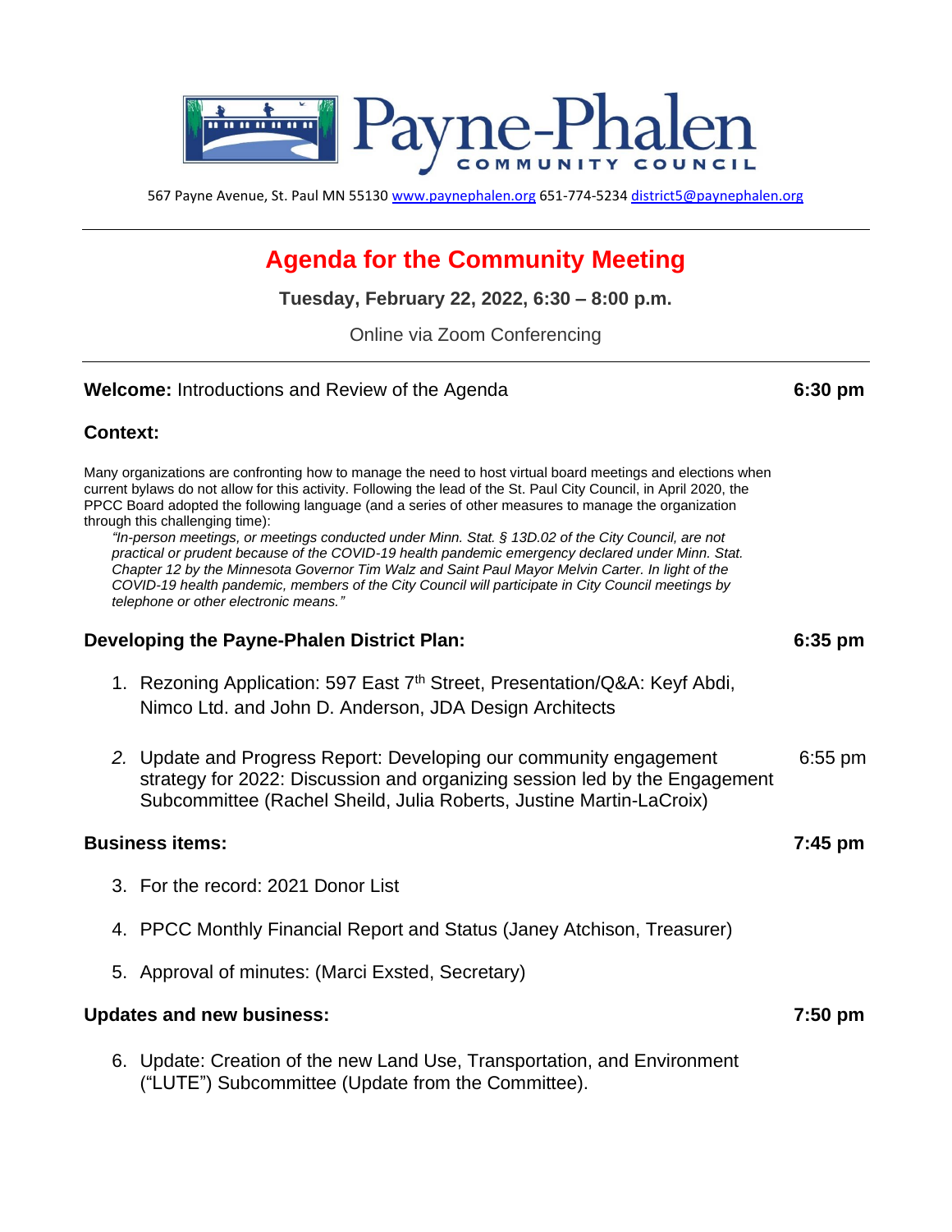# Payne-Phalen COMMUNITY COUNCIL

567 Payne Avenue, St. Paul MN 55130 www.paynephalen.org 651-774-5234 district5@paynephalen.org

---

## Agenda for the Community Meeting

**Tuesday, February 22, 2022, 6:30 – 8:00 p.m.**

Online via Zoom Conferencing

---

**Welcome:** Introductions and Review of the Agenda **6:30 pm**

### Context:

Many organizations are confronting how to manage the need to host virtual board meetings and elections when current bylaws do not allow for this activity. Following the lead of the St. Paul City Council, in April 2020, the PPCC Board adopted the following language (and a series of other measures to manage the organization through this challenging time):

> *"In-person meetings, or meetings conducted under Minn. Stat. § 13D.02 of the City Council, are not practical or prudent because of the COVID-19 health pandemic emergency declared under Minn. Stat. Chapter 12 by the Minnesota Governor Tim Walz and Saint Paul Mayor Melvin Carter. In light of the COVID-19 health pandemic, members of the City Council will participate in City Council meetings by telephone or other electronic means."*

### Developing the Payne-Phalen District Plan: **6:35 pm**

1. Rezoning Application: 597 East 7th Street, Presentation/Q&A: Keyf Abdi, Nimco Ltd. and John D. Anderson, JDA Design Architects
2. Update and Progress Report: Developing our community engagement strategy for 2022: Discussion and organizing session led by the Engagement Subcommittee (Rachel Sheild, Julia Roberts, Justine Martin-LaCroix) 6:55 pm

### Business items: **7:45 pm**

3. For the record: 2021 Donor List
4. PPCC Monthly Financial Report and Status (Janey Atchison, Treasurer)
5. Approval of minutes: (Marci Exsted, Secretary)

### Updates and new business: **7:50 pm**

6. Update: Creation of the new Land Use, Transportation, and Environment ("LUTE") Subcommittee (Update from the Committee).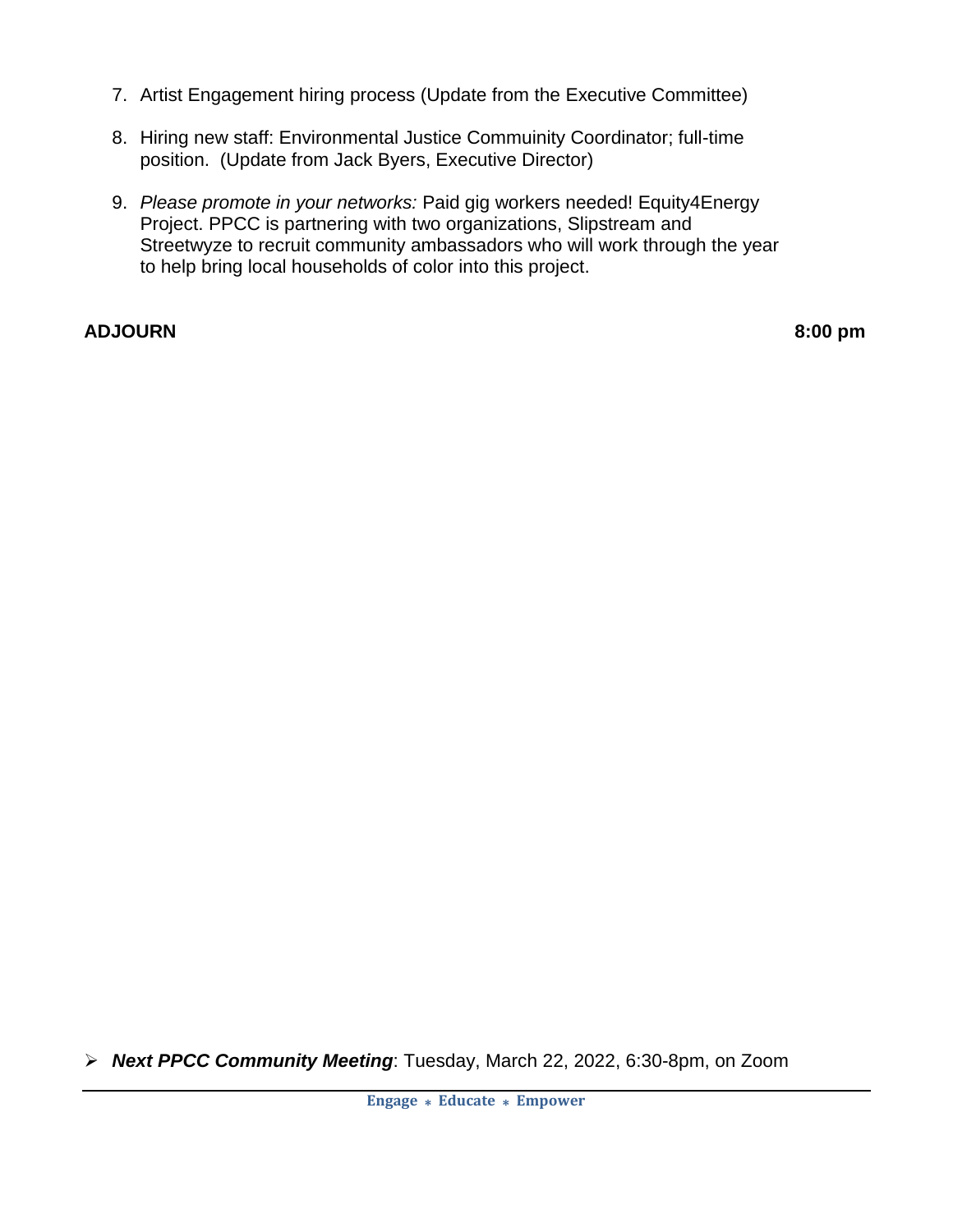7. Artist Engagement hiring process (Update from the Executive Committee)

8. Hiring new staff: Environmental Justice Commuinity Coordinator; full-time position. (Update from Jack Byers, Executive Director)

9. *Please promote in your networks:* Paid gig workers needed! Equity4Energy Project. PPCC is partnering with two organizations, Slipstream and Streetwyze to recruit community ambassadors who will work through the year to help bring local households of color into this project.

**ADJOURN** **8:00 pm**

- ***Next PPCC Community Meeting***: Tuesday, March 22, 2022, 6:30-8pm, on Zoom

**Engage * Educate * Empower**